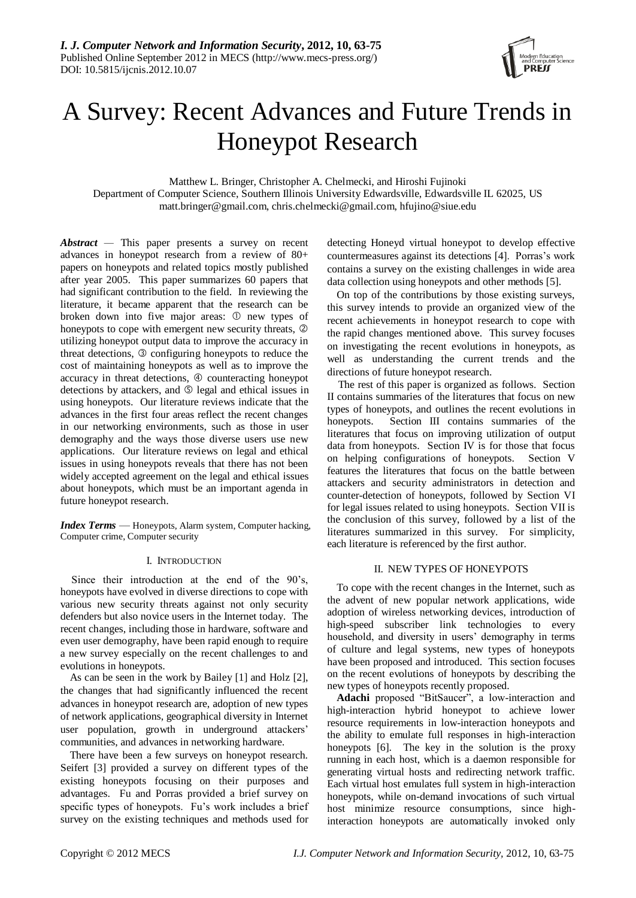# A Survey: Recent Advances and Future Trends in Honeypot Research

Matthew L. Bringer, Christopher A. Chelmecki, and Hiroshi Fujinoki
Department of Computer Science, Southern Illinois University Edwardsville, Edwardsville IL 62025, US
matt.bringer@gmail.com, chris.chelmecki@gmail.com, hfujino@siue.edu

***Abstract*** — This paper presents a survey on recent advances in honeypot research from a review of 80+ papers on honeypots and related topics mostly published after year 2005. This paper summarizes 60 papers that had significant contribution to the field. In reviewing the literature, it became apparent that the research can be broken down into five major areas: ① new types of honeypots to cope with emergent new security threats, ② utilizing honeypot output data to improve the accuracy in threat detections, ③ configuring honeypots to reduce the cost of maintaining honeypots as well as to improve the accuracy in threat detections, ④ counteracting honeypot detections by attackers, and ⑤ legal and ethical issues in using honeypots. Our literature reviews indicate that the advances in the first four areas reflect the recent changes in our networking environments, such as those in user demography and the ways those diverse users use new applications. Our literature reviews on legal and ethical issues in using honeypots reveals that there has not been widely accepted agreement on the legal and ethical issues about honeypots, which must be an important agenda in future honeypot research.

***Index Terms*** — Honeypots, Alarm system, Computer hacking, Computer crime, Computer security

## I. Introduction

Since their introduction at the end of the 90's, honeypots have evolved in diverse directions to cope with various new security threats against not only security defenders but also novice users in the Internet today. The recent changes, including those in hardware, software and even user demography, have been rapid enough to require a new survey especially on the recent challenges to and evolutions in honeypots.

As can be seen in the work by Bailey [1] and Holz [2], the changes that had significantly influenced the recent advances in honeypot research are, adoption of new types of network applications, geographical diversity in Internet user population, growth in underground attackers' communities, and advances in networking hardware.

There have been a few surveys on honeypot research. Seifert [3] provided a survey on different types of the existing honeypots focusing on their purposes and advantages. Fu and Porras provided a brief survey on specific types of honeypots. Fu's work includes a brief survey on the existing techniques and methods used for detecting Honeyd virtual honeypot to develop effective countermeasures against its detections [4]. Porras's work contains a survey on the existing challenges in wide area data collection using honeypots and other methods [5].

On top of the contributions by those existing surveys, this survey intends to provide an organized view of the recent achievements in honeypot research to cope with the rapid changes mentioned above. This survey focuses on investigating the recent evolutions in honeypots, as well as understanding the current trends and the directions of future honeypot research.

The rest of this paper is organized as follows. Section II contains summaries of the literatures that focus on new types of honeypots, and outlines the recent evolutions in honeypots. Section III contains summaries of the literatures that focus on improving utilization of output data from honeypots. Section IV is for those that focus on helping configurations of honeypots. Section V features the literatures that focus on the battle between attackers and security administrators in detection and counter-detection of honeypots, followed by Section VI for legal issues related to using honeypots. Section VII is the conclusion of this survey, followed by a list of the literatures summarized in this survey. For simplicity, each literature is referenced by the first author.

## II. New Types of Honeypots

To cope with the recent changes in the Internet, such as the advent of new popular network applications, wide adoption of wireless networking devices, introduction of high-speed subscriber link technologies to every household, and diversity in users' demography in terms of culture and legal systems, new types of honeypots have been proposed and introduced. This section focuses on the recent evolutions of honeypots by describing the new types of honeypots recently proposed.

**Adachi** proposed "BitSaucer", a low-interaction and high-interaction hybrid honeypot to achieve lower resource requirements in low-interaction honeypots and the ability to emulate full responses in high-interaction honeypots [6]. The key in the solution is the proxy running in each host, which is a daemon responsible for generating virtual hosts and redirecting network traffic. Each virtual host emulates full system in high-interaction honeypots, while on-demand invocations of such virtual host minimize resource consumptions, since high-interaction honeypots are automatically invoked only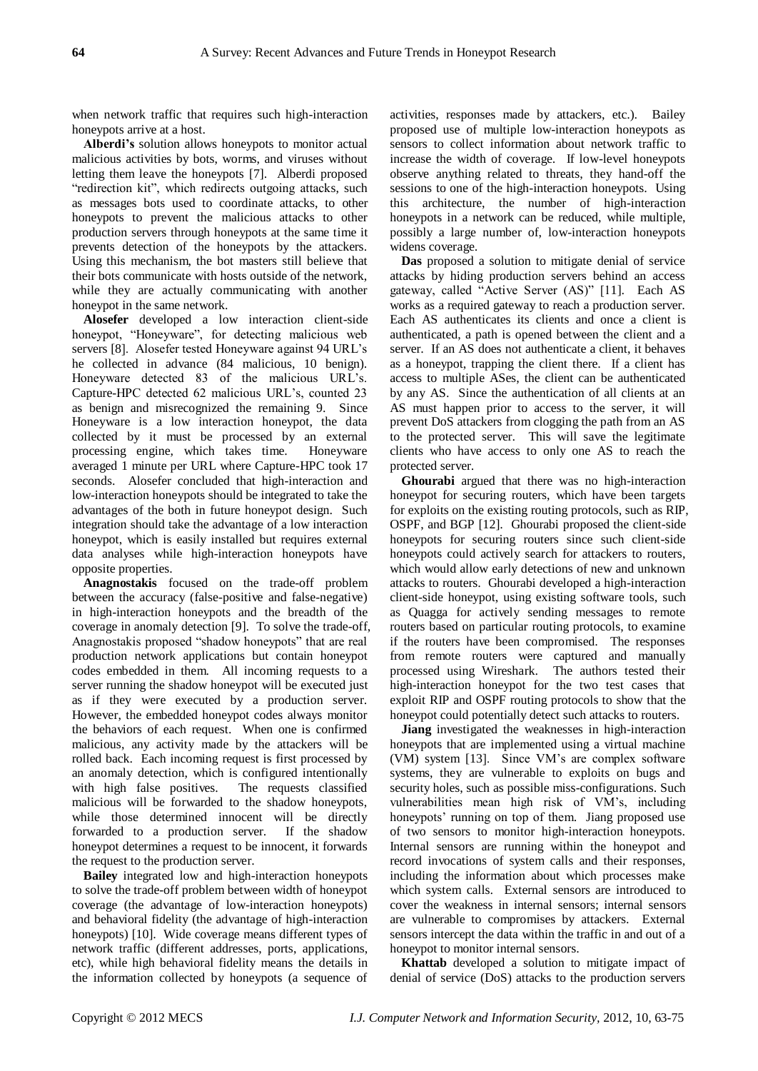when network traffic that requires such high-interaction honeypots arrive at a host.

**Alberdi's** solution allows honeypots to monitor actual malicious activities by bots, worms, and viruses without letting them leave the honeypots [7]. Alberdi proposed "redirection kit", which redirects outgoing attacks, such as messages bots used to coordinate attacks, to other honeypots to prevent the malicious attacks to other production servers through honeypots at the same time it prevents detection of the honeypots by the attackers. Using this mechanism, the bot masters still believe that their bots communicate with hosts outside of the network, while they are actually communicating with another honeypot in the same network.

**Alosefer** developed a low interaction client-side honeypot, "Honeyware", for detecting malicious web servers [8]. Alosefer tested Honeyware against 94 URL's he collected in advance (84 malicious, 10 benign). Honeyware detected 83 of the malicious URL's. Capture-HPC detected 62 malicious URL's, counted 23 as benign and misrecognized the remaining 9. Since Honeyware is a low interaction honeypot, the data collected by it must be processed by an external processing engine, which takes time. Honeyware averaged 1 minute per URL where Capture-HPC took 17 seconds. Alosefer concluded that high-interaction and low-interaction honeypots should be integrated to take the advantages of the both in future honeypot design. Such integration should take the advantage of a low interaction honeypot, which is easily installed but requires external data analyses while high-interaction honeypots have opposite properties.

**Anagnostakis** focused on the trade-off problem between the accuracy (false-positive and false-negative) in high-interaction honeypots and the breadth of the coverage in anomaly detection [9]. To solve the trade-off, Anagnostakis proposed "shadow honeypots" that are real production network applications but contain honeypot codes embedded in them. All incoming requests to a server running the shadow honeypot will be executed just as if they were executed by a production server. However, the embedded honeypot codes always monitor the behaviors of each request. When one is confirmed malicious, any activity made by the attackers will be rolled back. Each incoming request is first processed by an anomaly detection, which is configured intentionally with high false positives. The requests classified malicious will be forwarded to the shadow honeypots, while those determined innocent will be directly forwarded to a production server. If the shadow honeypot determines a request to be innocent, it forwards the request to the production server.

**Bailey** integrated low and high-interaction honeypots to solve the trade-off problem between width of honeypot coverage (the advantage of low-interaction honeypots) and behavioral fidelity (the advantage of high-interaction honeypots) [10]. Wide coverage means different types of network traffic (different addresses, ports, applications, etc), while high behavioral fidelity means the details in the information collected by honeypots (a sequence of activities, responses made by attackers, etc.). Bailey proposed use of multiple low-interaction honeypots as sensors to collect information about network traffic to increase the width of coverage. If low-level honeypots observe anything related to threats, they hand-off the sessions to one of the high-interaction honeypots. Using this architecture, the number of high-interaction honeypots in a network can be reduced, while multiple, possibly a large number of, low-interaction honeypots widens coverage.

**Das** proposed a solution to mitigate denial of service attacks by hiding production servers behind an access gateway, called "Active Server (AS)" [11]. Each AS works as a required gateway to reach a production server. Each AS authenticates its clients and once a client is authenticated, a path is opened between the client and a server. If an AS does not authenticate a client, it behaves as a honeypot, trapping the client there. If a client has access to multiple ASes, the client can be authenticated by any AS. Since the authentication of all clients at an AS must happen prior to access to the server, it will prevent DoS attackers from clogging the path from an AS to the protected server. This will save the legitimate clients who have access to only one AS to reach the protected server.

**Ghourabi** argued that there was no high-interaction honeypot for securing routers, which have been targets for exploits on the existing routing protocols, such as RIP, OSPF, and BGP [12]. Ghourabi proposed the client-side honeypots for securing routers since such client-side honeypots could actively search for attackers to routers, which would allow early detections of new and unknown attacks to routers. Ghourabi developed a high-interaction client-side honeypot, using existing software tools, such as Quagga for actively sending messages to remote routers based on particular routing protocols, to examine if the routers have been compromised. The responses from remote routers were captured and manually processed using Wireshark. The authors tested their high-interaction honeypot for the two test cases that exploit RIP and OSPF routing protocols to show that the honeypot could potentially detect such attacks to routers.

**Jiang** investigated the weaknesses in high-interaction honeypots that are implemented using a virtual machine (VM) system [13]. Since VM's are complex software systems, they are vulnerable to exploits on bugs and security holes, such as possible miss-configurations. Such vulnerabilities mean high risk of VM's, including honeypots' running on top of them. Jiang proposed use of two sensors to monitor high-interaction honeypots. Internal sensors are running within the honeypot and record invocations of system calls and their responses, including the information about which processes make which system calls. External sensors are introduced to cover the weakness in internal sensors; internal sensors are vulnerable to compromises by attackers. External sensors intercept the data within the traffic in and out of a honeypot to monitor internal sensors.

**Khattab** developed a solution to mitigate impact of denial of service (DoS) attacks to the production servers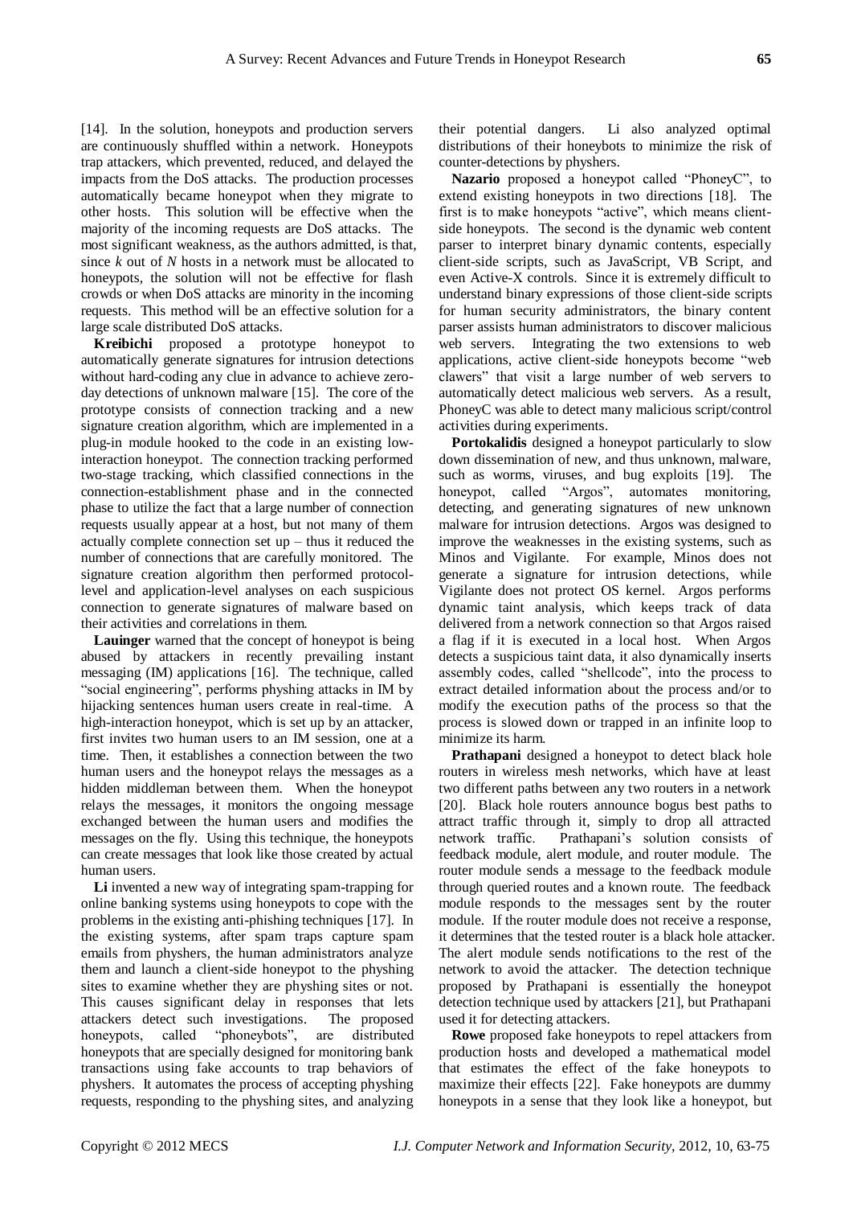[14]. In the solution, honeypots and production servers are continuously shuffled within a network. Honeypots trap attackers, which prevented, reduced, and delayed the impacts from the DoS attacks. The production processes automatically became honeypot when they migrate to other hosts. This solution will be effective when the majority of the incoming requests are DoS attacks. The most significant weakness, as the authors admitted, is that, since $k$ out of $N$ hosts in a network must be allocated to honeypots, the solution will not be effective for flash crowds or when DoS attacks are minority in the incoming requests. This method will be an effective solution for a large scale distributed DoS attacks.

**Kreibichi** proposed a prototype honeypot to automatically generate signatures for intrusion detections without hard-coding any clue in advance to achieve zero-day detections of unknown malware [15]. The core of the prototype consists of connection tracking and a new signature creation algorithm, which are implemented in a plug-in module hooked to the code in an existing low-interaction honeypot. The connection tracking performed two-stage tracking, which classified connections in the connection-establishment phase and in the connected phase to utilize the fact that a large number of connection requests usually appear at a host, but not many of them actually complete connection set up – thus it reduced the number of connections that are carefully monitored. The signature creation algorithm then performed protocol-level and application-level analyses on each suspicious connection to generate signatures of malware based on their activities and correlations in them.

**Lauinger** warned that the concept of honeypot is being abused by attackers in recently prevailing instant messaging (IM) applications [16]. The technique, called "social engineering", performs physhing attacks in IM by hijacking sentences human users create in real-time. A high-interaction honeypot, which is set up by an attacker, first invites two human users to an IM session, one at a time. Then, it establishes a connection between the two human users and the honeypot relays the messages as a hidden middleman between them. When the honeypot relays the messages, it monitors the ongoing message exchanged between the human users and modifies the messages on the fly. Using this technique, the honeypots can create messages that look like those created by actual human users.

**Li** invented a new way of integrating spam-trapping for online banking systems using honeypots to cope with the problems in the existing anti-phishing techniques [17]. In the existing systems, after spam traps capture spam emails from physhers, the human administrators analyze them and launch a client-side honeypot to the physhing sites to examine whether they are physhing sites or not. This causes significant delay in responses that lets attackers detect such investigations. The proposed honeypots, called "phoneybots", are distributed honeypots that are specially designed for monitoring bank transactions using fake accounts to trap behaviors of physhers. It automates the process of accepting physhing requests, responding to the physhing sites, and analyzing their potential dangers. Li also analyzed optimal distributions of their honeybots to minimize the risk of counter-detections by physhers.

**Nazario** proposed a honeypot called "PhoneyC", to extend existing honeypots in two directions [18]. The first is to make honeypots "active", which means client-side honeypots. The second is the dynamic web content parser to interpret binary dynamic contents, especially client-side scripts, such as JavaScript, VB Script, and even Active-X controls. Since it is extremely difficult to understand binary expressions of those client-side scripts for human security administrators, the binary content parser assists human administrators to discover malicious web servers. Integrating the two extensions to web applications, active client-side honeypots become "web clawers" that visit a large number of web servers to automatically detect malicious web servers. As a result, PhoneyC was able to detect many malicious script/control activities during experiments.

**Portokalidis** designed a honeypot particularly to slow down dissemination of new, and thus unknown, malware, such as worms, viruses, and bug exploits [19]. The honeypot, called "Argos", automates monitoring, detecting, and generating signatures of new unknown malware for intrusion detections. Argos was designed to improve the weaknesses in the existing systems, such as Minos and Vigilante. For example, Minos does not generate a signature for intrusion detections, while Vigilante does not protect OS kernel. Argos performs dynamic taint analysis, which keeps track of data delivered from a network connection so that Argos raised a flag if it is executed in a local host. When Argos detects a suspicious taint data, it also dynamically inserts assembly codes, called "shellcode", into the process to extract detailed information about the process and/or to modify the execution paths of the process so that the process is slowed down or trapped in an infinite loop to minimize its harm.

**Prathapani** designed a honeypot to detect black hole routers in wireless mesh networks, which have at least two different paths between any two routers in a network [20]. Black hole routers announce bogus best paths to attract traffic through it, simply to drop all attracted network traffic. Prathapani's solution consists of feedback module, alert module, and router module. The router module sends a message to the feedback module through queried routes and a known route. The feedback module responds to the messages sent by the router module. If the router module does not receive a response, it determines that the tested router is a black hole attacker. The alert module sends notifications to the rest of the network to avoid the attacker. The detection technique proposed by Prathapani is essentially the honeypot detection technique used by attackers [21], but Prathapani used it for detecting attackers.

**Rowe** proposed fake honeypots to repel attackers from production hosts and developed a mathematical model that estimates the effect of the fake honeypots to maximize their effects [22]. Fake honeypots are dummy honeypots in a sense that they look like a honeypot, but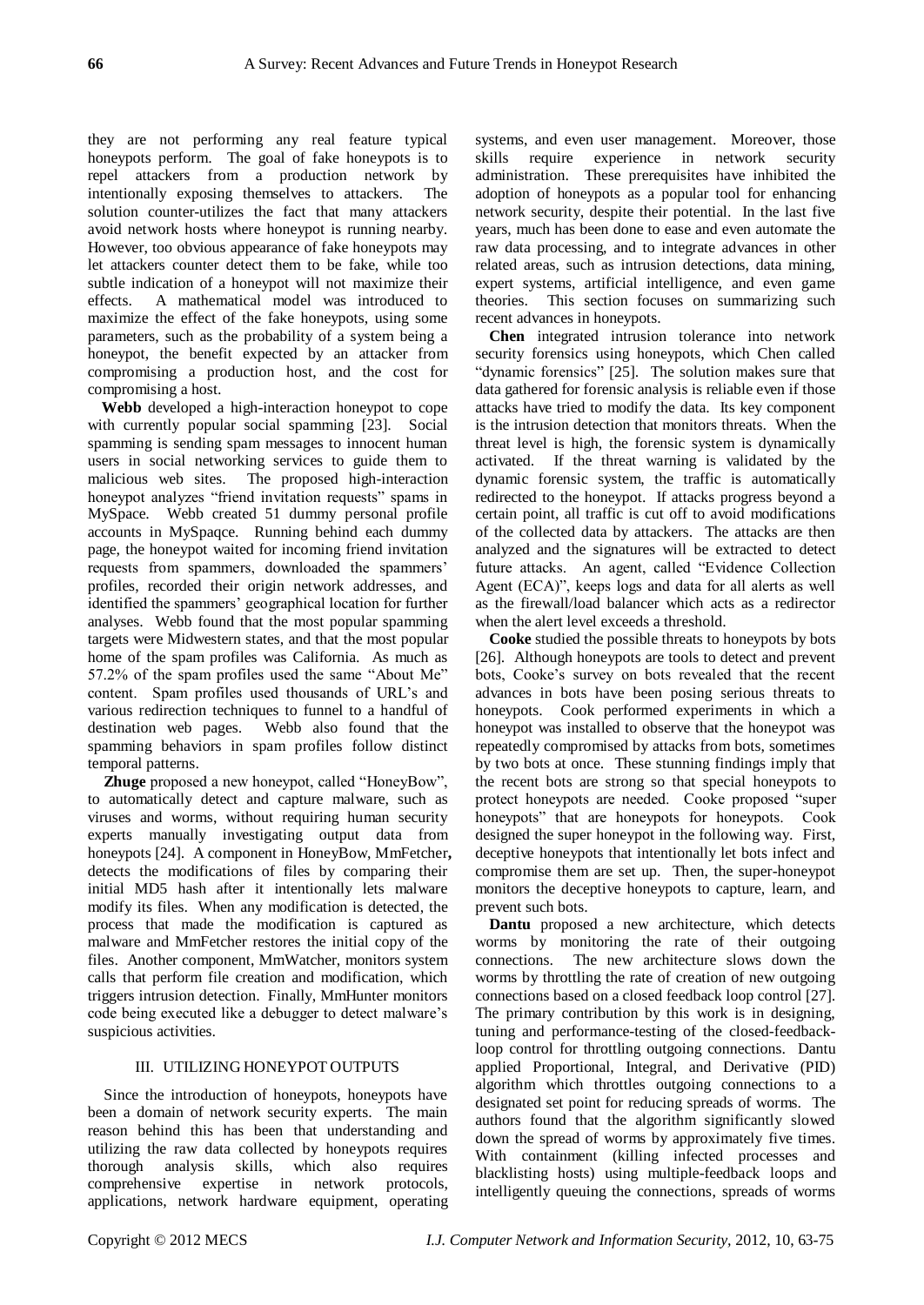they are not performing any real feature typical honeypots perform. The goal of fake honeypots is to repel attackers from a production network by intentionally exposing themselves to attackers. The solution counter-utilizes the fact that many attackers avoid network hosts where honeypot is running nearby. However, too obvious appearance of fake honeypots may let attackers counter detect them to be fake, while too subtle indication of a honeypot will not maximize their effects. A mathematical model was introduced to maximize the effect of the fake honeypots, using some parameters, such as the probability of a system being a honeypot, the benefit expected by an attacker from compromising a production host, and the cost for compromising a host.

**Webb** developed a high-interaction honeypot to cope with currently popular social spamming [23]. Social spamming is sending spam messages to innocent human users in social networking services to guide them to malicious web sites. The proposed high-interaction honeypot analyzes "friend invitation requests" spams in MySpace. Webb created 51 dummy personal profile accounts in MySpaqce. Running behind each dummy page, the honeypot waited for incoming friend invitation requests from spammers, downloaded the spammers' profiles, recorded their origin network addresses, and identified the spammers' geographical location for further analyses. Webb found that the most popular spamming targets were Midwestern states, and that the most popular home of the spam profiles was California. As much as 57.2% of the spam profiles used the same "About Me" content. Spam profiles used thousands of URL's and various redirection techniques to funnel to a handful of destination web pages. Webb also found that the spamming behaviors in spam profiles follow distinct temporal patterns.

**Zhuge** proposed a new honeypot, called "HoneyBow", to automatically detect and capture malware, such as viruses and worms, without requiring human security experts manually investigating output data from honeypots [24]. A component in HoneyBow, MmFetcher**,** detects the modifications of files by comparing their initial MD5 hash after it intentionally lets malware modify its files. When any modification is detected, the process that made the modification is captured as malware and MmFetcher restores the initial copy of the files. Another component, MmWatcher, monitors system calls that perform file creation and modification, which triggers intrusion detection. Finally, MmHunter monitors code being executed like a debugger to detect malware's suspicious activities.

## III. UTILIZING HONEYPOT OUTPUTS

Since the introduction of honeypots, honeypots have been a domain of network security experts. The main reason behind this has been that understanding and utilizing the raw data collected by honeypots requires thorough analysis skills, which also requires comprehensive expertise in network protocols, applications, network hardware equipment, operating systems, and even user management. Moreover, those skills require experience in network security administration. These prerequisites have inhibited the adoption of honeypots as a popular tool for enhancing network security, despite their potential. In the last five years, much has been done to ease and even automate the raw data processing, and to integrate advances in other related areas, such as intrusion detections, data mining, expert systems, artificial intelligence, and even game theories. This section focuses on summarizing such recent advances in honeypots.

**Chen** integrated intrusion tolerance into network security forensics using honeypots, which Chen called "dynamic forensics" [25]. The solution makes sure that data gathered for forensic analysis is reliable even if those attacks have tried to modify the data. Its key component is the intrusion detection that monitors threats. When the threat level is high, the forensic system is dynamically activated. If the threat warning is validated by the dynamic forensic system, the traffic is automatically redirected to the honeypot. If attacks progress beyond a certain point, all traffic is cut off to avoid modifications of the collected data by attackers. The attacks are then analyzed and the signatures will be extracted to detect future attacks. An agent, called "Evidence Collection Agent (ECA)", keeps logs and data for all alerts as well as the firewall/load balancer which acts as a redirector when the alert level exceeds a threshold.

**Cooke** studied the possible threats to honeypots by bots [26]. Although honeypots are tools to detect and prevent bots, Cooke's survey on bots revealed that the recent advances in bots have been posing serious threats to honeypots. Cook performed experiments in which a honeypot was installed to observe that the honeypot was repeatedly compromised by attacks from bots, sometimes by two bots at once. These stunning findings imply that the recent bots are strong so that special honeypots to protect honeypots are needed. Cooke proposed "super honeypots" that are honeypots for honeypots. Cook designed the super honeypot in the following way. First, deceptive honeypots that intentionally let bots infect and compromise them are set up. Then, the super-honeypot monitors the deceptive honeypots to capture, learn, and prevent such bots.

**Dantu** proposed a new architecture, which detects worms by monitoring the rate of their outgoing connections. The new architecture slows down the worms by throttling the rate of creation of new outgoing connections based on a closed feedback loop control [27]. The primary contribution by this work is in designing, tuning and performance-testing of the closed-feedback-loop control for throttling outgoing connections. Dantu applied Proportional, Integral, and Derivative (PID) algorithm which throttles outgoing connections to a designated set point for reducing spreads of worms. The authors found that the algorithm significantly slowed down the spread of worms by approximately five times. With containment (killing infected processes and blacklisting hosts) using multiple-feedback loops and intelligently queuing the connections, spreads of worms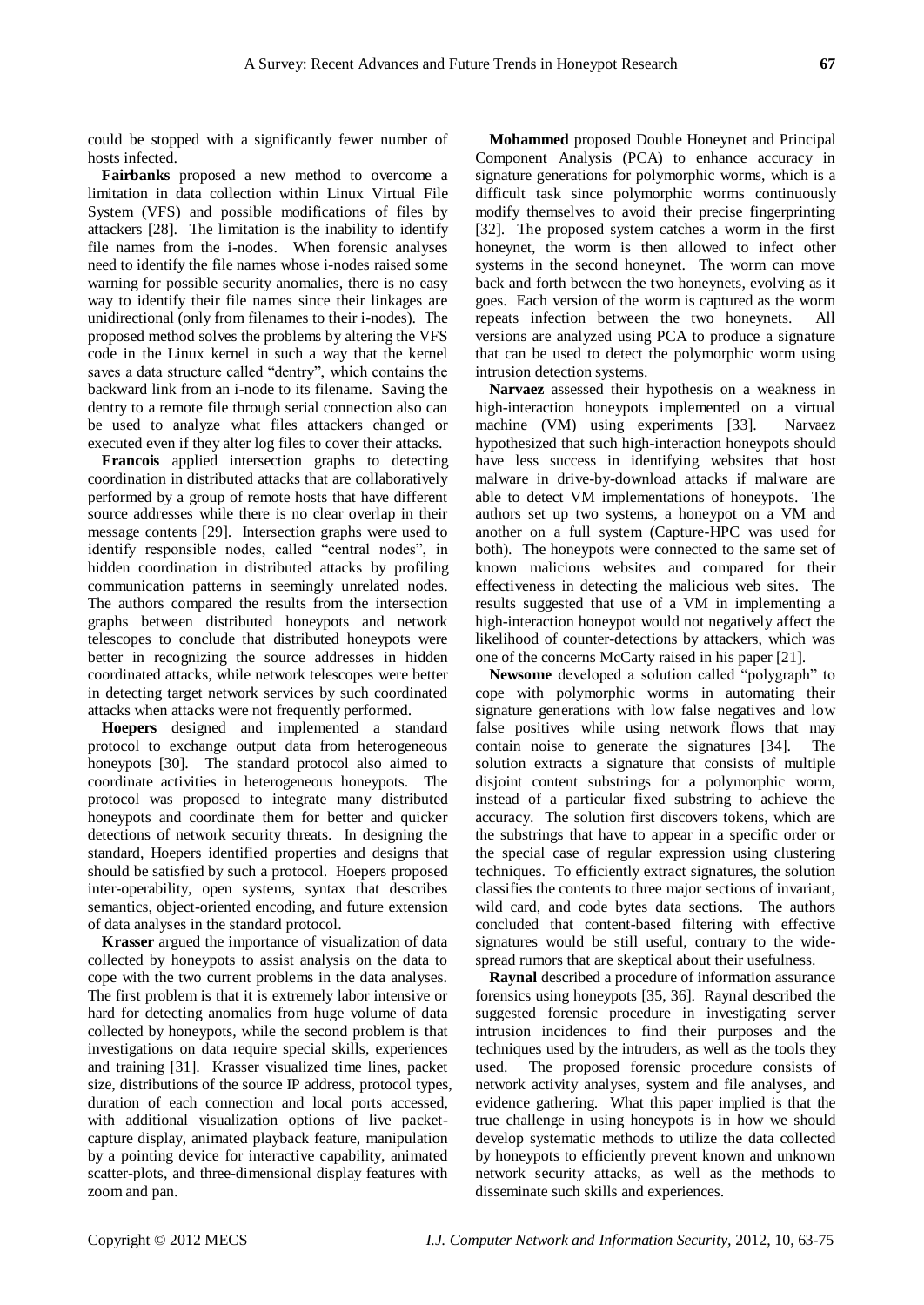could be stopped with a significantly fewer number of hosts infected.

**Fairbanks** proposed a new method to overcome a limitation in data collection within Linux Virtual File System (VFS) and possible modifications of files by attackers [28]. The limitation is the inability to identify file names from the i-nodes. When forensic analyses need to identify the file names whose i-nodes raised some warning for possible security anomalies, there is no easy way to identify their file names since their linkages are unidirectional (only from filenames to their i-nodes). The proposed method solves the problems by altering the VFS code in the Linux kernel in such a way that the kernel saves a data structure called "dentry", which contains the backward link from an i-node to its filename. Saving the dentry to a remote file through serial connection also can be used to analyze what files attackers changed or executed even if they alter log files to cover their attacks.

**Francois** applied intersection graphs to detecting coordination in distributed attacks that are collaboratively performed by a group of remote hosts that have different source addresses while there is no clear overlap in their message contents [29]. Intersection graphs were used to identify responsible nodes, called "central nodes", in hidden coordination in distributed attacks by profiling communication patterns in seemingly unrelated nodes. The authors compared the results from the intersection graphs between distributed honeypots and network telescopes to conclude that distributed honeypots were better in recognizing the source addresses in hidden coordinated attacks, while network telescopes were better in detecting target network services by such coordinated attacks when attacks were not frequently performed.

**Hoepers** designed and implemented a standard protocol to exchange output data from heterogeneous honeypots [30]. The standard protocol also aimed to coordinate activities in heterogeneous honeypots. The protocol was proposed to integrate many distributed honeypots and coordinate them for better and quicker detections of network security threats. In designing the standard, Hoepers identified properties and designs that should be satisfied by such a protocol. Hoepers proposed inter-operability, open systems, syntax that describes semantics, object-oriented encoding, and future extension of data analyses in the standard protocol.

**Krasser** argued the importance of visualization of data collected by honeypots to assist analysis on the data to cope with the two current problems in the data analyses. The first problem is that it is extremely labor intensive or hard for detecting anomalies from huge volume of data collected by honeypots, while the second problem is that investigations on data require special skills, experiences and training [31]. Krasser visualized time lines, packet size, distributions of the source IP address, protocol types, duration of each connection and local ports accessed, with additional visualization options of live packet-capture display, animated playback feature, manipulation by a pointing device for interactive capability, animated scatter-plots, and three-dimensional display features with zoom and pan.

**Mohammed** proposed Double Honeynet and Principal Component Analysis (PCA) to enhance accuracy in signature generations for polymorphic worms, which is a difficult task since polymorphic worms continuously modify themselves to avoid their precise fingerprinting [32]. The proposed system catches a worm in the first honeynet, the worm is then allowed to infect other systems in the second honeynet. The worm can move back and forth between the two honeynets, evolving as it goes. Each version of the worm is captured as the worm repeats infection between the two honeynets. All versions are analyzed using PCA to produce a signature that can be used to detect the polymorphic worm using intrusion detection systems.

**Narvaez** assessed their hypothesis on a weakness in high-interaction honeypots implemented on a virtual machine (VM) using experiments [33]. Narvaez hypothesized that such high-interaction honeypots should have less success in identifying websites that host malware in drive-by-download attacks if malware are able to detect VM implementations of honeypots. The authors set up two systems, a honeypot on a VM and another on a full system (Capture-HPC was used for both). The honeypots were connected to the same set of known malicious websites and compared for their effectiveness in detecting the malicious web sites. The results suggested that use of a VM in implementing a high-interaction honeypot would not negatively affect the likelihood of counter-detections by attackers, which was one of the concerns McCarty raised in his paper [21].

**Newsome** developed a solution called "polygraph" to cope with polymorphic worms in automating their signature generations with low false negatives and low false positives while using network flows that may contain noise to generate the signatures [34]. The solution extracts a signature that consists of multiple disjoint content substrings for a polymorphic worm, instead of a particular fixed substring to achieve the accuracy. The solution first discovers tokens, which are the substrings that have to appear in a specific order or the special case of regular expression using clustering techniques. To efficiently extract signatures, the solution classifies the contents to three major sections of invariant, wild card, and code bytes data sections. The authors concluded that content-based filtering with effective signatures would be still useful, contrary to the wide-spread rumors that are skeptical about their usefulness.

**Raynal** described a procedure of information assurance forensics using honeypots [35, 36]. Raynal described the suggested forensic procedure in investigating server intrusion incidences to find their purposes and the techniques used by the intruders, as well as the tools they used. The proposed forensic procedure consists of network activity analyses, system and file analyses, and evidence gathering. What this paper implied is that the true challenge in using honeypots is in how we should develop systematic methods to utilize the data collected by honeypots to efficiently prevent known and unknown network security attacks, as well as the methods to disseminate such skills and experiences.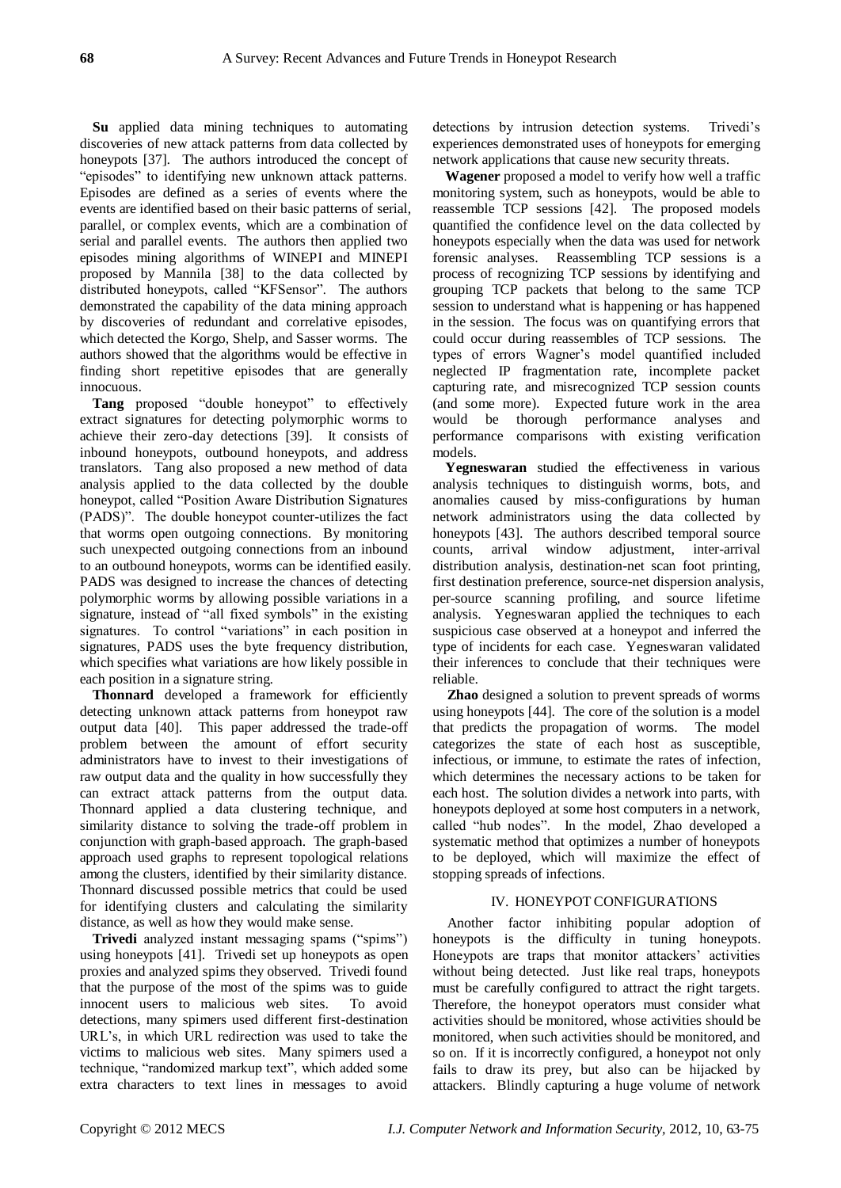**Su** applied data mining techniques to automating discoveries of new attack patterns from data collected by honeypots [37]. The authors introduced the concept of "episodes" to identifying new unknown attack patterns. Episodes are defined as a series of events where the events are identified based on their basic patterns of serial, parallel, or complex events, which are a combination of serial and parallel events. The authors then applied two episodes mining algorithms of WINEPI and MINEPI proposed by Mannila [38] to the data collected by distributed honeypots, called "KFSensor". The authors demonstrated the capability of the data mining approach by discoveries of redundant and correlative episodes, which detected the Korgo, Shelp, and Sasser worms. The authors showed that the algorithms would be effective in finding short repetitive episodes that are generally innocuous.

**Tang** proposed "double honeypot" to effectively extract signatures for detecting polymorphic worms to achieve their zero-day detections [39]. It consists of inbound honeypots, outbound honeypots, and address translators. Tang also proposed a new method of data analysis applied to the data collected by the double honeypot, called "Position Aware Distribution Signatures (PADS)". The double honeypot counter-utilizes the fact that worms open outgoing connections. By monitoring such unexpected outgoing connections from an inbound to an outbound honeypots, worms can be identified easily. PADS was designed to increase the chances of detecting polymorphic worms by allowing possible variations in a signature, instead of "all fixed symbols" in the existing signatures. To control "variations" in each position in signatures, PADS uses the byte frequency distribution, which specifies what variations are how likely possible in each position in a signature string.

**Thonnard** developed a framework for efficiently detecting unknown attack patterns from honeypot raw output data [40]. This paper addressed the trade-off problem between the amount of effort security administrators have to invest to their investigations of raw output data and the quality in how successfully they can extract attack patterns from the output data. Thonnard applied a data clustering technique, and similarity distance to solving the trade-off problem in conjunction with graph-based approach. The graph-based approach used graphs to represent topological relations among the clusters, identified by their similarity distance. Thonnard discussed possible metrics that could be used for identifying clusters and calculating the similarity distance, as well as how they would make sense.

**Trivedi** analyzed instant messaging spams ("spims") using honeypots [41]. Trivedi set up honeypots as open proxies and analyzed spims they observed. Trivedi found that the purpose of the most of the spims was to guide innocent users to malicious web sites. To avoid detections, many spimers used different first-destination URL's, in which URL redirection was used to take the victims to malicious web sites. Many spimers used a technique, "randomized markup text", which added some extra characters to text lines in messages to avoid detections by intrusion detection systems. Trivedi's experiences demonstrated uses of honeypots for emerging network applications that cause new security threats.

**Wagener** proposed a model to verify how well a traffic monitoring system, such as honeypots, would be able to reassemble TCP sessions [42]. The proposed models quantified the confidence level on the data collected by honeypots especially when the data was used for network forensic analyses. Reassembling TCP sessions is a process of recognizing TCP sessions by identifying and grouping TCP packets that belong to the same TCP session to understand what is happening or has happened in the session. The focus was on quantifying errors that could occur during reassembles of TCP sessions. The types of errors Wagner's model quantified included neglected IP fragmentation rate, incomplete packet capturing rate, and misrecognized TCP session counts (and some more). Expected future work in the area would be thorough performance analyses and performance comparisons with existing verification models.

**Yegneswaran** studied the effectiveness in various analysis techniques to distinguish worms, bots, and anomalies caused by miss-configurations by human network administrators using the data collected by honeypots [43]. The authors described temporal source counts, arrival window adjustment, inter-arrival distribution analysis, destination-net scan foot printing, first destination preference, source-net dispersion analysis, per-source scanning profiling, and source lifetime analysis. Yegneswaran applied the techniques to each suspicious case observed at a honeypot and inferred the type of incidents for each case. Yegneswaran validated their inferences to conclude that their techniques were reliable.

**Zhao** designed a solution to prevent spreads of worms using honeypots [44]. The core of the solution is a model that predicts the propagation of worms. The model categorizes the state of each host as susceptible, infectious, or immune, to estimate the rates of infection, which determines the necessary actions to be taken for each host. The solution divides a network into parts, with honeypots deployed at some host computers in a network, called "hub nodes". In the model, Zhao developed a systematic method that optimizes a number of honeypots to be deployed, which will maximize the effect of stopping spreads of infections.

## IV. HONEYPOT CONFIGURATIONS

Another factor inhibiting popular adoption of honeypots is the difficulty in tuning honeypots. Honeypots are traps that monitor attackers' activities without being detected. Just like real traps, honeypots must be carefully configured to attract the right targets. Therefore, the honeypot operators must consider what activities should be monitored, whose activities should be monitored, when such activities should be monitored, and so on. If it is incorrectly configured, a honeypot not only fails to draw its prey, but also can be hijacked by attackers. Blindly capturing a huge volume of network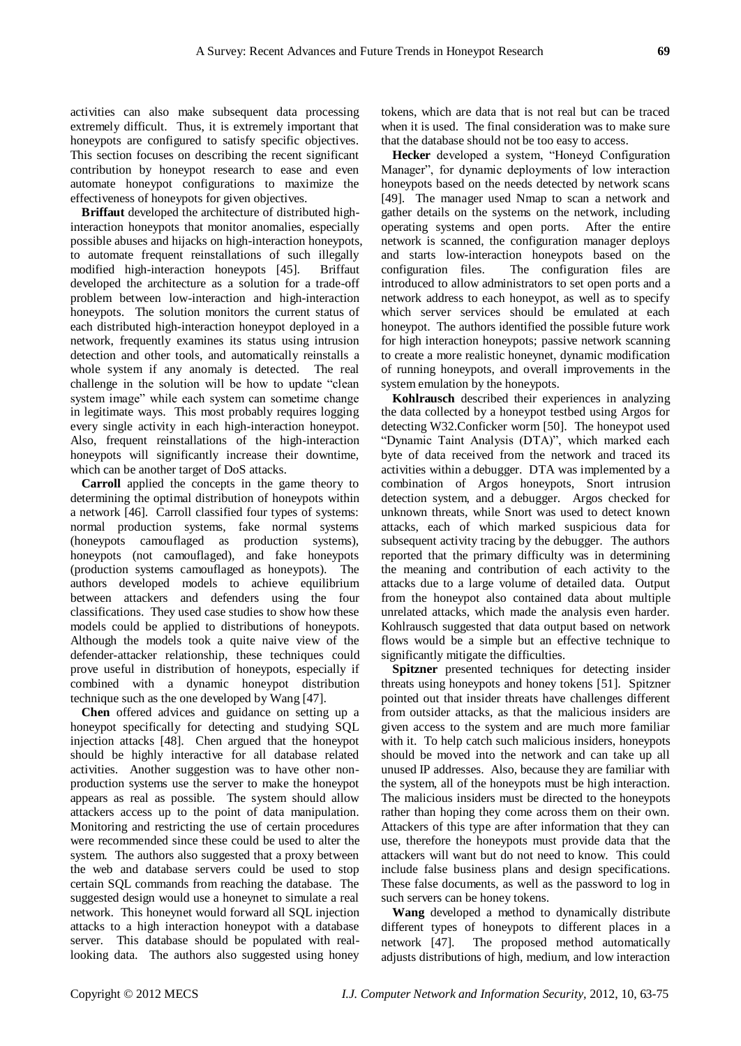activities can also make subsequent data processing extremely difficult. Thus, it is extremely important that honeypots are configured to satisfy specific objectives. This section focuses on describing the recent significant contribution by honeypot research to ease and even automate honeypot configurations to maximize the effectiveness of honeypots for given objectives.

**Briffaut** developed the architecture of distributed high-interaction honeypots that monitor anomalies, especially possible abuses and hijacks on high-interaction honeypots, to automate frequent reinstallations of such illegally modified high-interaction honeypots [45]. Briffaut developed the architecture as a solution for a trade-off problem between low-interaction and high-interaction honeypots. The solution monitors the current status of each distributed high-interaction honeypot deployed in a network, frequently examines its status using intrusion detection and other tools, and automatically reinstalls a whole system if any anomaly is detected. The real challenge in the solution will be how to update "clean system image" while each system can sometime change in legitimate ways. This most probably requires logging every single activity in each high-interaction honeypot. Also, frequent reinstallations of the high-interaction honeypots will significantly increase their downtime, which can be another target of DoS attacks.

**Carroll** applied the concepts in the game theory to determining the optimal distribution of honeypots within a network [46]. Carroll classified four types of systems: normal production systems, fake normal systems (honeypots camouflaged as production systems), honeypots (not camouflaged), and fake honeypots (production systems camouflaged as honeypots). The authors developed models to achieve equilibrium between attackers and defenders using the four classifications. They used case studies to show how these models could be applied to distributions of honeypots. Although the models took a quite naive view of the defender-attacker relationship, these techniques could prove useful in distribution of honeypots, especially if combined with a dynamic honeypot distribution technique such as the one developed by Wang [47].

**Chen** offered advices and guidance on setting up a honeypot specifically for detecting and studying SQL injection attacks [48]. Chen argued that the honeypot should be highly interactive for all database related activities. Another suggestion was to have other non-production systems use the server to make the honeypot appears as real as possible. The system should allow attackers access up to the point of data manipulation. Monitoring and restricting the use of certain procedures were recommended since these could be used to alter the system. The authors also suggested that a proxy between the web and database servers could be used to stop certain SQL commands from reaching the database. The suggested design would use a honeynet to simulate a real network. This honeynet would forward all SQL injection attacks to a high interaction honeypot with a database server. This database should be populated with real-looking data. The authors also suggested using honey tokens, which are data that is not real but can be traced when it is used. The final consideration was to make sure that the database should not be too easy to access.

**Hecker** developed a system, "Honeyd Configuration Manager", for dynamic deployments of low interaction honeypots based on the needs detected by network scans [49]. The manager used Nmap to scan a network and gather details on the systems on the network, including operating systems and open ports. After the entire network is scanned, the configuration manager deploys and starts low-interaction honeypots based on the configuration files. The configuration files are introduced to allow administrators to set open ports and a network address to each honeypot, as well as to specify which server services should be emulated at each honeypot. The authors identified the possible future work for high interaction honeypots; passive network scanning to create a more realistic honeynet, dynamic modification of running honeypots, and overall improvements in the system emulation by the honeypots.

**Kohlrausch** described their experiences in analyzing the data collected by a honeypot testbed using Argos for detecting W32.Conficker worm [50]. The honeypot used "Dynamic Taint Analysis (DTA)", which marked each byte of data received from the network and traced its activities within a debugger. DTA was implemented by a combination of Argos honeypots, Snort intrusion detection system, and a debugger. Argos checked for unknown threats, while Snort was used to detect known attacks, each of which marked suspicious data for subsequent activity tracing by the debugger. The authors reported that the primary difficulty was in determining the meaning and contribution of each activity to the attacks due to a large volume of detailed data. Output from the honeypot also contained data about multiple unrelated attacks, which made the analysis even harder. Kohlrausch suggested that data output based on network flows would be a simple but an effective technique to significantly mitigate the difficulties.

**Spitzner** presented techniques for detecting insider threats using honeypots and honey tokens [51]. Spitzner pointed out that insider threats have challenges different from outsider attacks, as that the malicious insiders are given access to the system and are much more familiar with it. To help catch such malicious insiders, honeypots should be moved into the network and can take up all unused IP addresses. Also, because they are familiar with the system, all of the honeypots must be high interaction. The malicious insiders must be directed to the honeypots rather than hoping they come across them on their own. Attackers of this type are after information that they can use, therefore the honeypots must provide data that the attackers will want but do not need to know. This could include false business plans and design specifications. These false documents, as well as the password to log in such servers can be honey tokens.

**Wang** developed a method to dynamically distribute different types of honeypots to different places in a network [47]. The proposed method automatically adjusts distributions of high, medium, and low interaction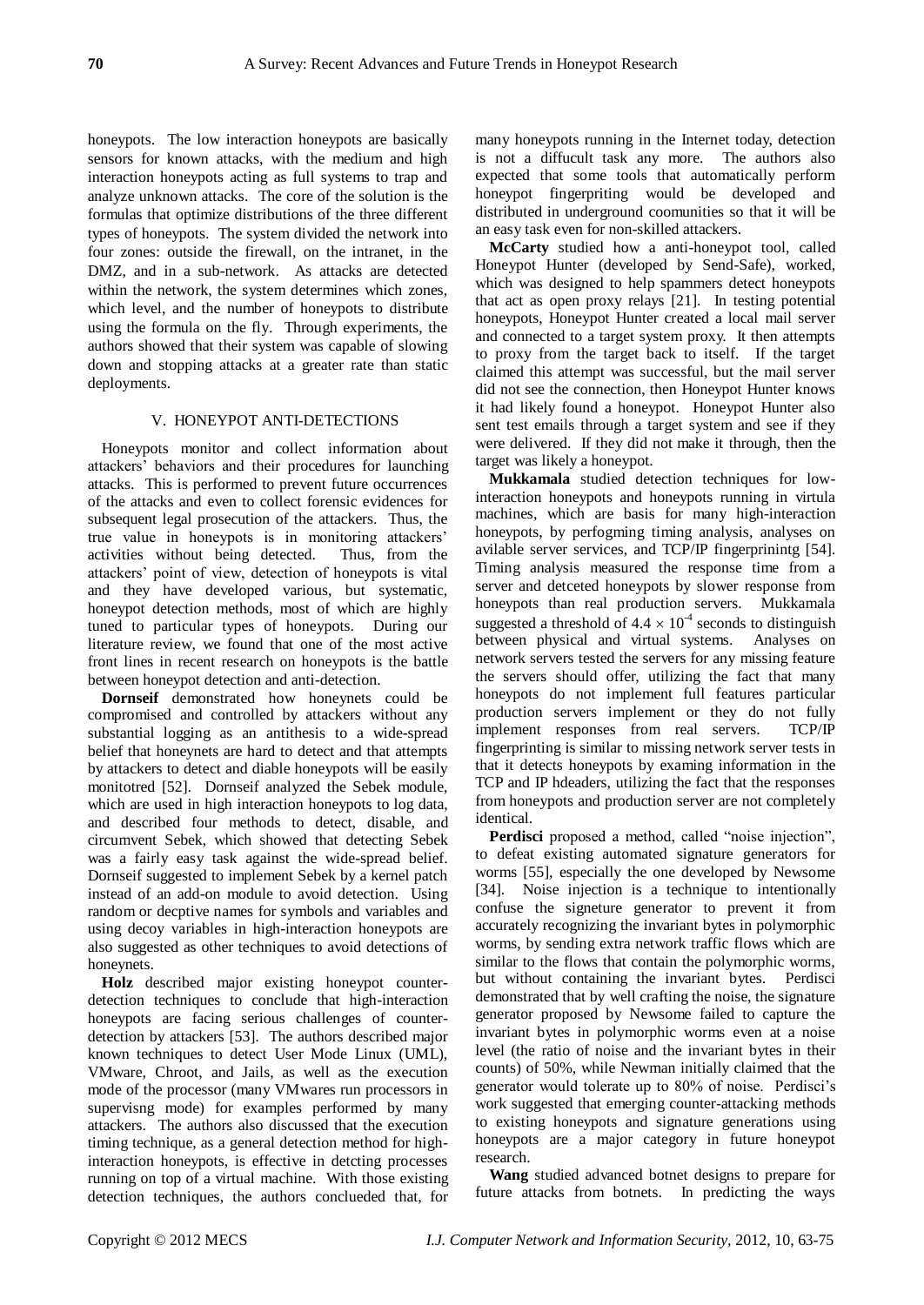honeypots. The low interaction honeypots are basically sensors for known attacks, with the medium and high interaction honeypots acting as full systems to trap and analyze unknown attacks. The core of the solution is the formulas that optimize distributions of the three different types of honeypots. The system divided the network into four zones: outside the firewall, on the intranet, in the DMZ, and in a sub-network. As attacks are detected within the network, the system determines which zones, which level, and the number of honeypots to distribute using the formula on the fly. Through experiments, the authors showed that their system was capable of slowing down and stopping attacks at a greater rate than static deployments.

## V. HONEYPOT ANTI-DETECTIONS

Honeypots monitor and collect information about attackers' behaviors and their procedures for launching attacks. This is performed to prevent future occurrences of the attacks and even to collect forensic evidences for subsequent legal prosecution of the attackers. Thus, the true value in honeypots is in monitoring attackers' activities without being detected. Thus, from the attackers' point of view, detection of honeypots is vital and they have developed various, but systematic, honeypot detection methods, most of which are highly tuned to particular types of honeypots. During our literature review, we found that one of the most active front lines in recent research on honeypots is the battle between honeypot detection and anti-detection.

**Dornseif** demonstrated how honeynets could be compromised and controlled by attackers without any substantial logging as an antithesis to a wide-spread belief that honeynets are hard to detect and that attempts by attackers to detect and diable honeypots will be easily monitotred [52]. Dornseif analyzed the Sebek module, which are used in high interaction honeypots to log data, and described four methods to detect, disable, and circumvent Sebek, which showed that detecting Sebek was a fairly easy task against the wide-spread belief. Dornseif suggested to implement Sebek by a kernel patch instead of an add-on module to avoid detection. Using random or decptive names for symbols and variables and using decoy variables in high-interaction honeypots are also suggested as other techniques to avoid detections of honeynets.

**Holz** described major existing honeypot counter-detection techniques to conclude that high-interaction honeypots are facing serious challenges of counter-detection by attackers [53]. The authors described major known techniques to detect User Mode Linux (UML), VMware, Chroot, and Jails, as well as the execution mode of the processor (many VMwares run processors in supervisng mode) for examples performed by many attackers. The authors also discussed that the execution timing technique, as a general detection method for high-interaction honeypots, is effective in detcting processes running on top of a virtual machine. With those existing detection techniques, the authors conclueded that, for many honeypots running in the Internet today, detection is not a diffucult task any more. The authors also expected that some tools that automatically perform honeypot fingerpriting would be developed and distributed in underground coomunities so that it will be an easy task even for non-skilled attackers.

**McCarty** studied how a anti-honeypot tool, called Honeypot Hunter (developed by Send-Safe), worked, which was designed to help spammers detect honeypots that act as open proxy relays [21]. In testing potential honeypots, Honeypot Hunter created a local mail server and connected to a target system proxy. It then attempts to proxy from the target back to itself. If the target claimed this attempt was successful, but the mail server did not see the connection, then Honeypot Hunter knows it had likely found a honeypot. Honeypot Hunter also sent test emails through a target system and see if they were delivered. If they did not make it through, then the target was likely a honeypot.

**Mukkamala** studied detection techniques for low-interaction honeypots and honeypots running in virtula machines, which are basis for many high-interaction honeypots, by perfogming timing analysis, analyses on avilable server services, and TCP/IP fingerprinintg [54]. Timing analysis measured the response time from a server and detceted honeypots by slower response from honeypots than real production servers. Mukkamala suggested a threshold of $4.4 \times 10^{-4}$ seconds to distinguish between physical and virtual systems. Analyses on network servers tested the servers for any missing feature the servers should offer, utilizing the fact that many honeypots do not implement full features particular production servers implement or they do not fully implement responses from real servers. TCP/IP fingerprinting is similar to missing network server tests in that it detects honeypots by examing information in the TCP and IP hdeaders, utilizing the fact that the responses from honeypots and production server are not completely identical.

**Perdisci** proposed a method, called "noise injection", to defeat existing automated signature generators for worms [55], especially the one developed by Newsome [34]. Noise injection is a technique to intentionally confuse the signeture generator to prevent it from accurately recognizing the invariant bytes in polymorphic worms, by sending extra network traffic flows which are similar to the flows that contain the polymorphic worms, but without containing the invariant bytes. Perdisci demonstrated that by well crafting the noise, the signature generator proposed by Newsome failed to capture the invariant bytes in polymorphic worms even at a noise level (the ratio of noise and the invariant bytes in their counts) of 50%, while Newman initially claimed that the generator would tolerate up to 80% of noise. Perdisci's work suggested that emerging counter-attacking methods to existing honeypots and signature generations using honeypots are a major category in future honeypot research.

**Wang** studied advanced botnet designs to prepare for future attacks from botnets. In predicting the ways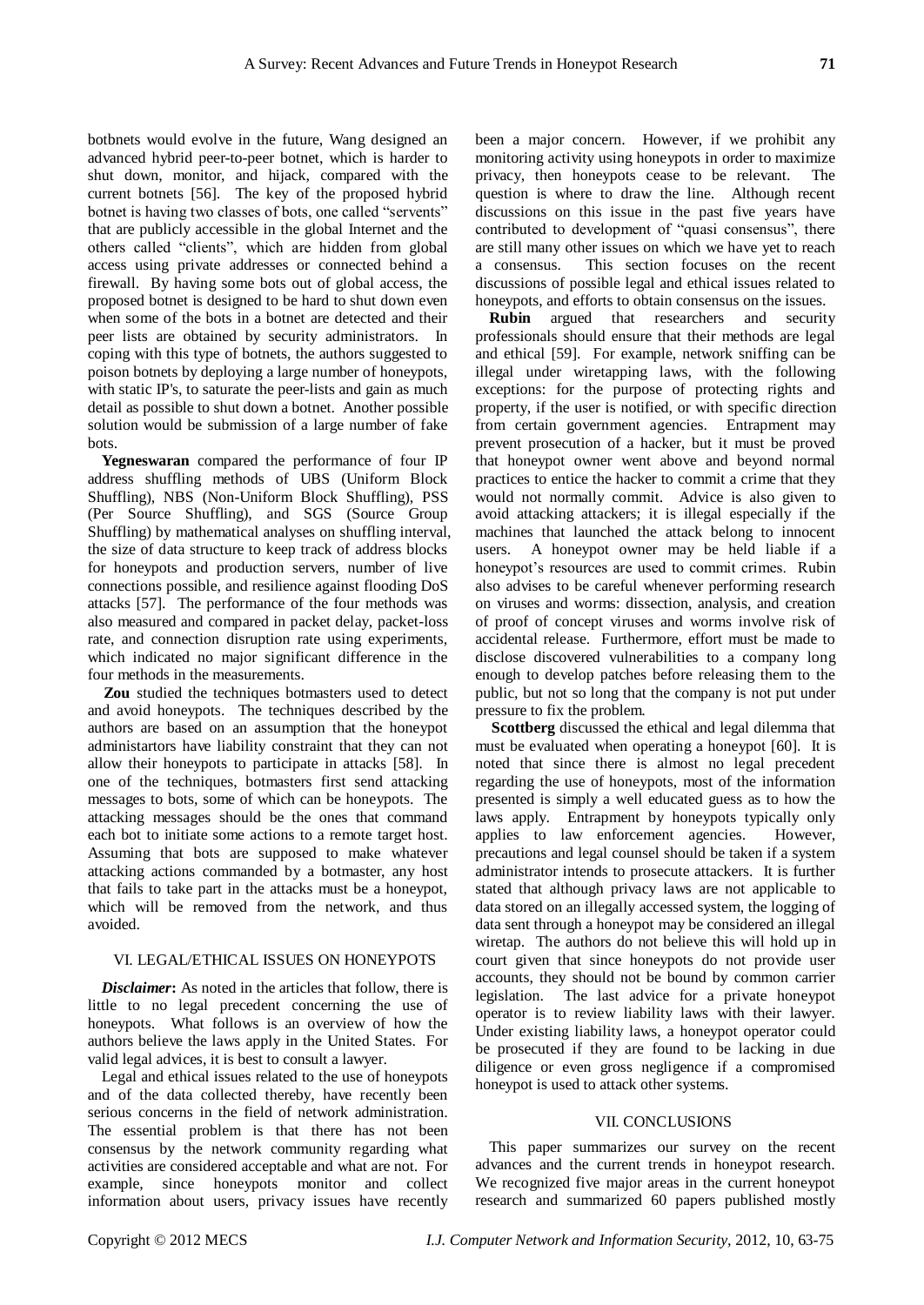botnets would evolve in the future, Wang designed an advanced hybrid peer-to-peer botnet, which is harder to shut down, monitor, and hijack, compared with the current botnets [56]. The key of the proposed hybrid botnet is having two classes of bots, one called "servents" that are publicly accessible in the global Internet and the others called "clients", which are hidden from global access using private addresses or connected behind a firewall. By having some bots out of global access, the proposed botnet is designed to be hard to shut down even when some of the bots in a botnet are detected and their peer lists are obtained by security administrators. In coping with this type of botnets, the authors suggested to poison botnets by deploying a large number of honeypots, with static IP's, to saturate the peer-lists and gain as much detail as possible to shut down a botnet. Another possible solution would be submission of a large number of fake bots.

**Yegneswaran** compared the performance of four IP address shuffling methods of UBS (Uniform Block Shuffling), NBS (Non-Uniform Block Shuffling), PSS (Per Source Shuffling), and SGS (Source Group Shuffling) by mathematical analyses on shuffling interval, the size of data structure to keep track of address blocks for honeypots and production servers, number of live connections possible, and resilience against flooding DoS attacks [57]. The performance of the four methods was also measured and compared in packet delay, packet-loss rate, and connection disruption rate using experiments, which indicated no major significant difference in the four methods in the measurements.

**Zou** studied the techniques botmasters used to detect and avoid honeypots. The techniques described by the authors are based on an assumption that the honeypot administartors have liability constraint that they can not allow their honeypots to participate in attacks [58]. In one of the techniques, botmasters first send attacking messages to bots, some of which can be honeypots. The attacking messages should be the ones that command each bot to initiate some actions to a remote target host. Assuming that bots are supposed to make whatever attacking actions commanded by a botmaster, any host that fails to take part in the attacks must be a honeypot, which will be removed from the network, and thus avoided.

## VI. LEGAL/ETHICAL ISSUES ON HONEYPOTS

***Disclaimer*:** As noted in the articles that follow, there is little to no legal precedent concerning the use of honeypots. What follows is an overview of how the authors believe the laws apply in the United States. For valid legal advices, it is best to consult a lawyer.

Legal and ethical issues related to the use of honeypots and of the data collected thereby, have recently been serious concerns in the field of network administration. The essential problem is that there has not been consensus by the network community regarding what activities are considered acceptable and what are not. For example, since honeypots monitor and collect information about users, privacy issues have recently been a major concern. However, if we prohibit any monitoring activity using honeypots in order to maximize privacy, then honeypots cease to be relevant. The question is where to draw the line. Although recent discussions on this issue in the past five years have contributed to development of "quasi consensus", there are still many other issues on which we have yet to reach a consensus. This section focuses on the recent discussions of possible legal and ethical issues related to honeypots, and efforts to obtain consensus on the issues.

**Rubin** argued that researchers and security professionals should ensure that their methods are legal and ethical [59]. For example, network sniffing can be illegal under wiretapping laws, with the following exceptions: for the purpose of protecting rights and property, if the user is notified, or with specific direction from certain government agencies. Entrapment may prevent prosecution of a hacker, but it must be proved that honeypot owner went above and beyond normal practices to entice the hacker to commit a crime that they would not normally commit. Advice is also given to avoid attacking attackers; it is illegal especially if the machines that launched the attack belong to innocent users. A honeypot owner may be held liable if a honeypot's resources are used to commit crimes. Rubin also advises to be careful whenever performing research on viruses and worms: dissection, analysis, and creation of proof of concept viruses and worms involve risk of accidental release. Furthermore, effort must be made to disclose discovered vulnerabilities to a company long enough to develop patches before releasing them to the public, but not so long that the company is not put under pressure to fix the problem.

**Scottberg** discussed the ethical and legal dilemma that must be evaluated when operating a honeypot [60]. It is noted that since there is almost no legal precedent regarding the use of honeypots, most of the information presented is simply a well educated guess as to how the laws apply. Entrapment by honeypots typically only applies to law enforcement agencies. However, precautions and legal counsel should be taken if a system administrator intends to prosecute attackers. It is further stated that although privacy laws are not applicable to data stored on an illegally accessed system, the logging of data sent through a honeypot may be considered an illegal wiretap. The authors do not believe this will hold up in court given that since honeypots do not provide user accounts, they should not be bound by common carrier legislation. The last advice for a private honeypot operator is to review liability laws with their lawyer. Under existing liability laws, a honeypot operator could be prosecuted if they are found to be lacking in due diligence or even gross negligence if a compromised honeypot is used to attack other systems.

## VII. CONCLUSIONS

This paper summarizes our survey on the recent advances and the current trends in honeypot research. We recognized five major areas in the current honeypot research and summarized 60 papers published mostly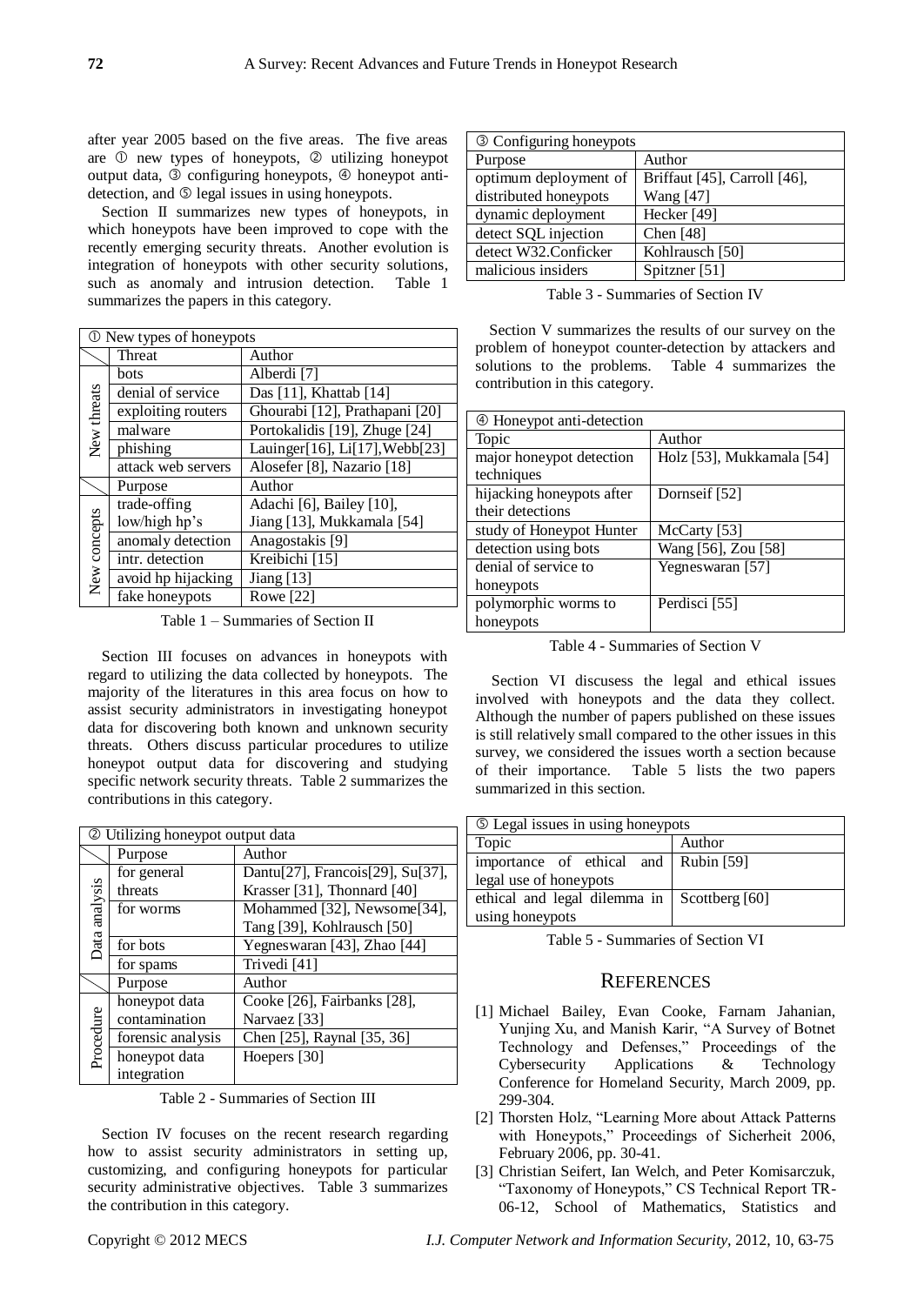after year 2005 based on the five areas. The five areas are ① new types of honeypots, ② utilizing honeypot output data, ③ configuring honeypots, ④ honeypot anti-detection, and ⑤ legal issues in using honeypots.

Section II summarizes new types of honeypots, in which honeypots have been improved to cope with the recently emerging security threats. Another evolution is integration of honeypots with other security solutions, such as anomaly and intrusion detection. Table 1 summarizes the papers in this category.

| ① New types of honeypots | | |
|---|---|---|
| | Threat | Author |
| New threats | bots | Alberdi [7] |
| | denial of service | Das [11], Khattab [14] |
| | exploiting routers | Ghourabi [12], Prathapani [20] |
| | malware | Portokalidis [19], Zhuge [24] |
| | phishing | Lauinger[16], Li[17],Webb[23] |
| | attack web servers | Alosefer [8], Nazario [18] |
| | Purpose | Author |
| New concepts | trade-offing low/high hp's | Adachi [6], Bailey [10], Jiang [13], Mukkamala [54] |
| | anomaly detection | Anagostakis [9] |
| | intr. detection | Kreibichi [15] |
| | avoid hp hijacking | Jiang [13] |
| | fake honeypots | Rowe [22] |

Table 1 – Summaries of Section II

Section III focuses on advances in honeypots with regard to utilizing the data collected by honeypots. The majority of the literatures in this area focus on how to assist security administrators in investigating honeypot data for discovering both known and unknown security threats. Others discuss particular procedures to utilize honeypot output data for discovering and studying specific network security threats. Table 2 summarizes the contributions in this category.

| ② Utilizing honeypot output data | | |
|---|---|---|
| | Purpose | Author |
| Data analysis | for general threats | Dantu[27], Francois[29], Su[37], Krasser [31], Thonnard [40] |
| | for worms | Mohammed [32], Newsome[34], Tang [39], Kohlrausch [50] |
| | for bots | Yegneswaran [43], Zhao [44] |
| | for spams | Trivedi [41] |
| | Purpose | Author |
| Procedure | honeypot data contamination | Cooke [26], Fairbanks [28], Narvaez [33] |
| | forensic analysis | Chen [25], Raynal [35, 36] |
| | honeypot data integration | Hoepers [30] |

Table 2 - Summaries of Section III

Section IV focuses on the recent research regarding how to assist security administrators in setting up, customizing, and configuring honeypots for particular security administrative objectives. Table 3 summarizes the contribution in this category.

| ③ Configuring honeypots | |
|---|---|
| Purpose | Author |
| optimum deployment of distributed honeypots | Briffaut [45], Carroll [46], Wang [47] |
| dynamic deployment | Hecker [49] |
| detect SQL injection | Chen [48] |
| detect W32.Conficker | Kohlrausch [50] |
| malicious insiders | Spitzner [51] |

Table 3 - Summaries of Section IV

Section V summarizes the results of our survey on the problem of honeypot counter-detection by attackers and solutions to the problems. Table 4 summarizes the contribution in this category.

| ④ Honeypot anti-detection | |
|---|---|
| Topic | Author |
| major honeypot detection techniques | Holz [53], Mukkamala [54] |
| hijacking honeypots after their detections | Dornseif [52] |
| study of Honeypot Hunter | McCarty [53] |
| detection using bots | Wang [56], Zou [58] |
| denial of service to honeypots | Yegneswaran [57] |
| polymorphic worms to honeypots | Perdisci [55] |

Table 4 - Summaries of Section V

Section VI discusess the legal and ethical issues involved with honeypots and the data they collect. Although the number of papers published on these issues is still relatively small compared to the other issues in this survey, we considered the issues worth a section because of their importance. Table 5 lists the two papers summarized in this section.

| ⑤ Legal issues in using honeypots | |
|---|---|
| Topic | Author |
| importance of ethical and legal use of honeypots | Rubin [59] |
| ethical and legal dilemma in using honeypots | Scottberg [60] |

Table 5 - Summaries of Section VI

## References

[1] Michael Bailey, Evan Cooke, Farnam Jahanian, Yunjing Xu, and Manish Karir, "A Survey of Botnet Technology and Defenses," Proceedings of the Cybersecurity Applications & Technology Conference for Homeland Security, March 2009, pp. 299-304.

[2] Thorsten Holz, "Learning More about Attack Patterns with Honeypots," Proceedings of Sicherheit 2006, February 2006, pp. 30-41.

[3] Christian Seifert, Ian Welch, and Peter Komisarczuk, "Taxonomy of Honeypots," CS Technical Report TR-06-12, School of Mathematics, Statistics and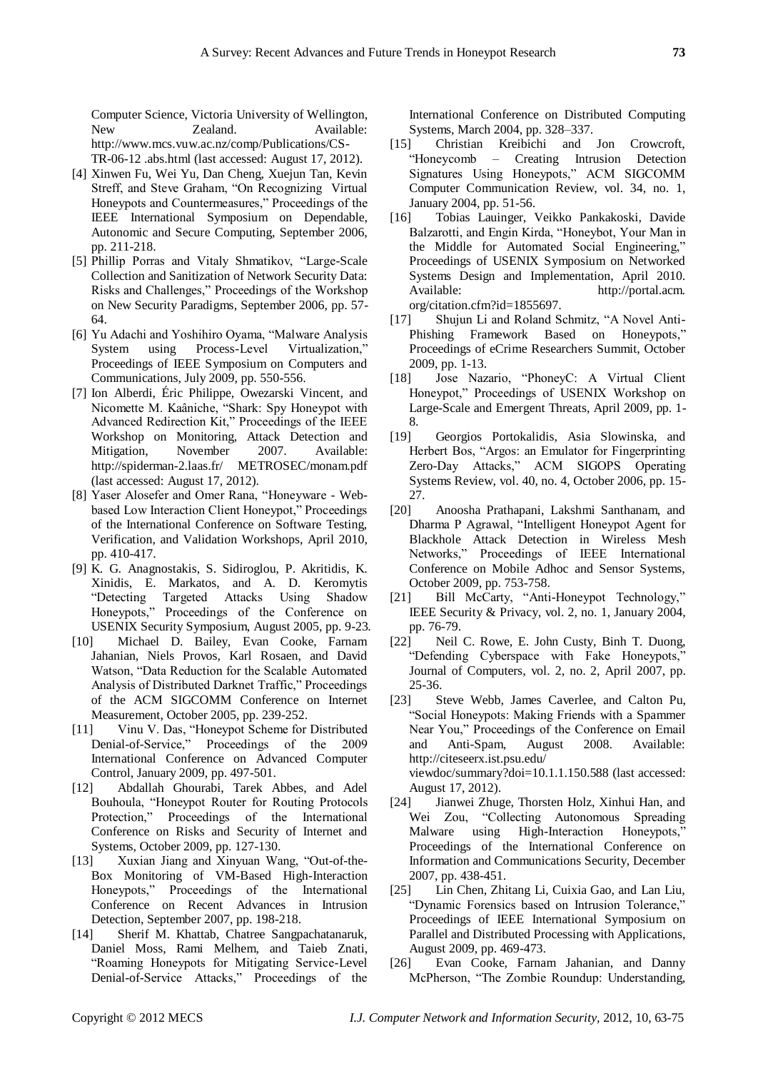Computer Science, Victoria University of Wellington, New Zealand. Available: http://www.mcs.vuw.ac.nz/comp/Publications/CS-TR-06-12 .abs.html (last accessed: August 17, 2012).

[4] Xinwen Fu, Wei Yu, Dan Cheng, Xuejun Tan, Kevin Streff, and Steve Graham, "On Recognizing Virtual Honeypots and Countermeasures," Proceedings of the IEEE International Symposium on Dependable, Autonomic and Secure Computing, September 2006, pp. 211-218.

[5] Phillip Porras and Vitaly Shmatikov, "Large-Scale Collection and Sanitization of Network Security Data: Risks and Challenges," Proceedings of the Workshop on New Security Paradigms, September 2006, pp. 57-64.

[6] Yu Adachi and Yoshihiro Oyama, "Malware Analysis System using Process-Level Virtualization," Proceedings of IEEE Symposium on Computers and Communications, July 2009, pp. 550-556.

[7] Ion Alberdi, Éric Philippe, Owezarski Vincent, and Nicomette M. Kaâniche, "Shark: Spy Honeypot with Advanced Redirection Kit," Proceedings of the IEEE Workshop on Monitoring, Attack Detection and Mitigation, November 2007. Available: http://spiderman-2.laas.fr/ METROSEC/monam.pdf (last accessed: August 17, 2012).

[8] Yaser Alosefer and Omer Rana, "Honeyware - Web-based Low Interaction Client Honeypot," Proceedings of the International Conference on Software Testing, Verification, and Validation Workshops, April 2010, pp. 410-417.

[9] K. G. Anagnostakis, S. Sidiroglou, P. Akritidis, K. Xinidis, E. Markatos, and A. D. Keromytis "Detecting Targeted Attacks Using Shadow Honeypots," Proceedings of the Conference on USENIX Security Symposium, August 2005, pp. 9-23.

[10] Michael D. Bailey, Evan Cooke, Farnam Jahanian, Niels Provos, Karl Rosaen, and David Watson, "Data Reduction for the Scalable Automated Analysis of Distributed Darknet Traffic," Proceedings of the ACM SIGCOMM Conference on Internet Measurement, October 2005, pp. 239-252.

[11] Vinu V. Das, "Honeypot Scheme for Distributed Denial-of-Service," Proceedings of the 2009 International Conference on Advanced Computer Control, January 2009, pp. 497-501.

[12] Abdallah Ghourabi, Tarek Abbes, and Adel Bouhoula, "Honeypot Router for Routing Protocols Protection," Proceedings of the International Conference on Risks and Security of Internet and Systems, October 2009, pp. 127-130.

[13] Xuxian Jiang and Xinyuan Wang, "Out-of-the-Box Monitoring of VM-Based High-Interaction Honeypots," Proceedings of the International Conference on Recent Advances in Intrusion Detection, September 2007, pp. 198-218.

[14] Sherif M. Khattab, Chatree Sangpachatanaruk, Daniel Moss, Rami Melhem, and Taieb Znati, "Roaming Honeypots for Mitigating Service-Level Denial-of-Service Attacks," Proceedings of the International Conference on Distributed Computing Systems, March 2004, pp. 328–337.

[15] Christian Kreibichi and Jon Crowcroft, "Honeycomb – Creating Intrusion Detection Signatures Using Honeypots," ACM SIGCOMM Computer Communication Review, vol. 34, no. 1, January 2004, pp. 51-56.

[16] Tobias Lauinger, Veikko Pankakoski, Davide Balzarotti, and Engin Kirda, "Honeybot, Your Man in the Middle for Automated Social Engineering," Proceedings of USENIX Symposium on Networked Systems Design and Implementation, April 2010. Available: http://portal.acm. org/citation.cfm?id=1855697.

[17] Shujun Li and Roland Schmitz, "A Novel Anti-Phishing Framework Based on Honeypots," Proceedings of eCrime Researchers Summit, October 2009, pp. 1-13.

[18] Jose Nazario, "PhoneyC: A Virtual Client Honeypot," Proceedings of USENIX Workshop on Large-Scale and Emergent Threats, April 2009, pp. 1-8.

[19] Georgios Portokalidis, Asia Slowinska, and Herbert Bos, "Argos: an Emulator for Fingerprinting Zero-Day Attacks," ACM SIGOPS Operating Systems Review, vol. 40, no. 4, October 2006, pp. 15-27.

[20] Anoosha Prathapani, Lakshmi Santhanam, and Dharma P Agrawal, "Intelligent Honeypot Agent for Blackhole Attack Detection in Wireless Mesh Networks," Proceedings of IEEE International Conference on Mobile Adhoc and Sensor Systems, October 2009, pp. 753-758.

[21] Bill McCarty, "Anti-Honeypot Technology," IEEE Security & Privacy, vol. 2, no. 1, January 2004, pp. 76-79.

[22] Neil C. Rowe, E. John Custy, Binh T. Duong, "Defending Cyberspace with Fake Honeypots," Journal of Computers, vol. 2, no. 2, April 2007, pp. 25-36.

[23] Steve Webb, James Caverlee, and Calton Pu, "Social Honeypots: Making Friends with a Spammer Near You," Proceedings of the Conference on Email and Anti-Spam, August 2008. Available: http://citeseerx.ist.psu.edu/ viewdoc/summary?doi=10.1.1.150.588 (last accessed: August 17, 2012).

[24] Jianwei Zhuge, Thorsten Holz, Xinhui Han, and Wei Zou, "Collecting Autonomous Spreading Malware using High-Interaction Honeypots," Proceedings of the International Conference on Information and Communications Security, December 2007, pp. 438-451.

[25] Lin Chen, Zhitang Li, Cuixia Gao, and Lan Liu, "Dynamic Forensics based on Intrusion Tolerance," Proceedings of IEEE International Symposium on Parallel and Distributed Processing with Applications, August 2009, pp. 469-473.

[26] Evan Cooke, Farnam Jahanian, and Danny McPherson, "The Zombie Roundup: Understanding,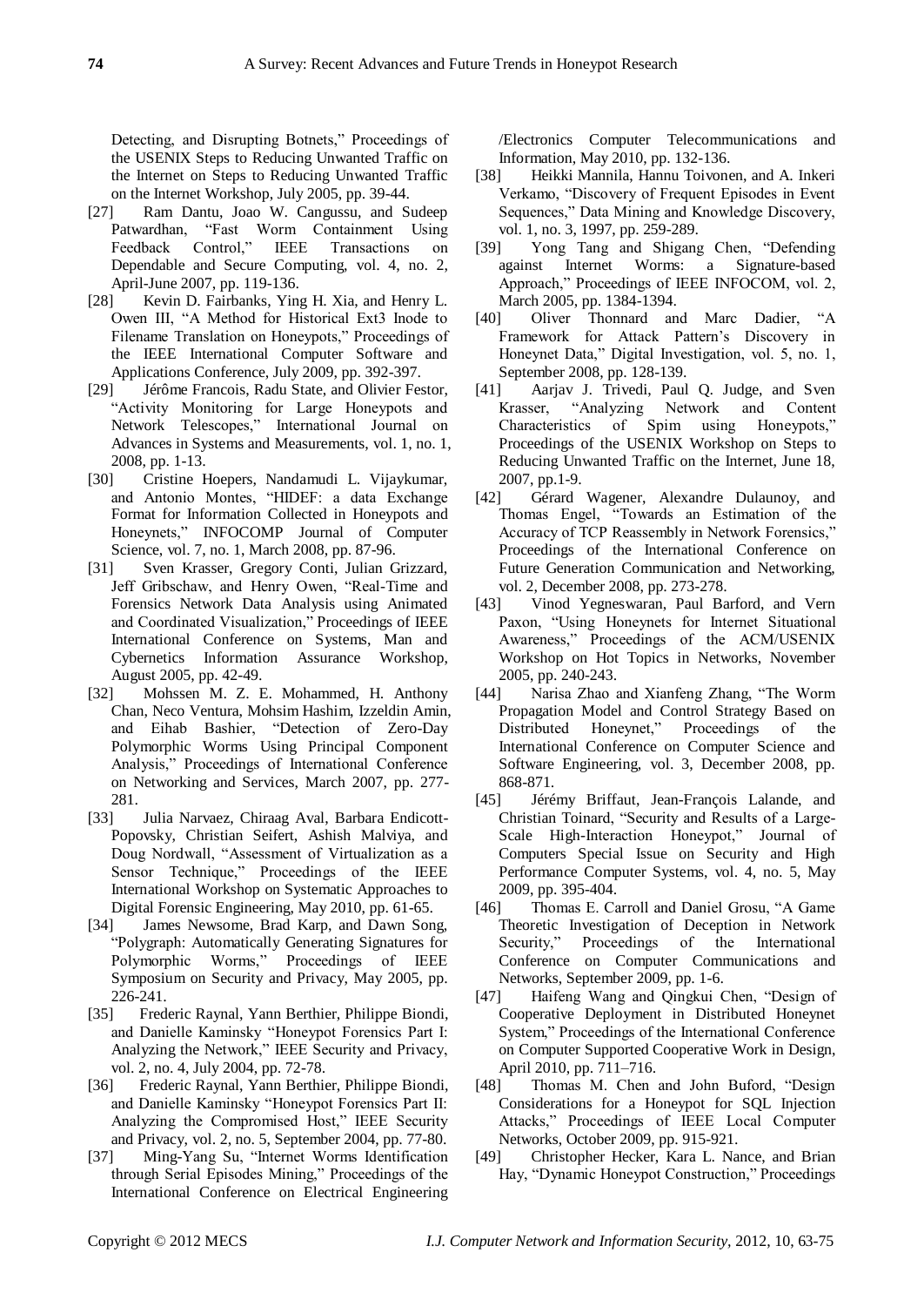Detecting, and Disrupting Botnets," Proceedings of the USENIX Steps to Reducing Unwanted Traffic on the Internet on Steps to Reducing Unwanted Traffic on the Internet Workshop, July 2005, pp. 39-44.

[27] Ram Dantu, Joao W. Cangussu, and Sudeep Patwardhan, "Fast Worm Containment Using Feedback Control," IEEE Transactions on Dependable and Secure Computing, vol. 4, no. 2, April-June 2007, pp. 119-136.

[28] Kevin D. Fairbanks, Ying H. Xia, and Henry L. Owen III, "A Method for Historical Ext3 Inode to Filename Translation on Honeypots," Proceedings of the IEEE International Computer Software and Applications Conference, July 2009, pp. 392-397.

[29] Jérôme Francois, Radu State, and Olivier Festor, "Activity Monitoring for Large Honeypots and Network Telescopes," International Journal on Advances in Systems and Measurements, vol. 1, no. 1, 2008, pp. 1-13.

[30] Cristine Hoepers, Nandamudi L. Vijaykumar, and Antonio Montes, "HIDEF: a data Exchange Format for Information Collected in Honeypots and Honeynets," INFOCOMP Journal of Computer Science, vol. 7, no. 1, March 2008, pp. 87-96.

[31] Sven Krasser, Gregory Conti, Julian Grizzard, Jeff Gribschaw, and Henry Owen, "Real-Time and Forensics Network Data Analysis using Animated and Coordinated Visualization," Proceedings of IEEE International Conference on Systems, Man and Cybernetics Information Assurance Workshop, August 2005, pp. 42-49.

[32] Mohssen M. Z. E. Mohammed, H. Anthony Chan, Neco Ventura, Mohsim Hashim, Izzeldin Amin, and Eihab Bashier, "Detection of Zero-Day Polymorphic Worms Using Principal Component Analysis," Proceedings of International Conference on Networking and Services, March 2007, pp. 277-281.

[33] Julia Narvaez, Chiraag Aval, Barbara Endicott-Popovsky, Christian Seifert, Ashish Malviya, and Doug Nordwall, "Assessment of Virtualization as a Sensor Technique," Proceedings of the IEEE International Workshop on Systematic Approaches to Digital Forensic Engineering, May 2010, pp. 61-65.

[34] James Newsome, Brad Karp, and Dawn Song, "Polygraph: Automatically Generating Signatures for Polymorphic Worms," Proceedings of IEEE Symposium on Security and Privacy, May 2005, pp. 226-241.

[35] Frederic Raynal, Yann Berthier, Philippe Biondi, and Danielle Kaminsky "Honeypot Forensics Part I: Analyzing the Network," IEEE Security and Privacy, vol. 2, no. 4, July 2004, pp. 72-78.

[36] Frederic Raynal, Yann Berthier, Philippe Biondi, and Danielle Kaminsky "Honeypot Forensics Part II: Analyzing the Compromised Host," IEEE Security and Privacy, vol. 2, no. 5, September 2004, pp. 77-80.

[37] Ming-Yang Su, "Internet Worms Identification through Serial Episodes Mining," Proceedings of the International Conference on Electrical Engineering /Electronics Computer Telecommunications and Information, May 2010, pp. 132-136.

[38] Heikki Mannila, Hannu Toivonen, and A. Inkeri Verkamo, "Discovery of Frequent Episodes in Event Sequences," Data Mining and Knowledge Discovery, vol. 1, no. 3, 1997, pp. 259-289.

[39] Yong Tang and Shigang Chen, "Defending against Internet Worms: a Signature-based Approach," Proceedings of IEEE INFOCOM, vol. 2, March 2005, pp. 1384-1394.

[40] Oliver Thonnard and Marc Dadier, "A Framework for Attack Pattern's Discovery in Honeynet Data," Digital Investigation, vol. 5, no. 1, September 2008, pp. 128-139.

[41] Aarjav J. Trivedi, Paul Q. Judge, and Sven Krasser, "Analyzing Network and Content Characteristics of Spim using Honeypots," Proceedings of the USENIX Workshop on Steps to Reducing Unwanted Traffic on the Internet, June 18, 2007, pp.1-9.

[42] Gérard Wagener, Alexandre Dulaunoy, and Thomas Engel, "Towards an Estimation of the Accuracy of TCP Reassembly in Network Forensics," Proceedings of the International Conference on Future Generation Communication and Networking, vol. 2, December 2008, pp. 273-278.

[43] Vinod Yegneswaran, Paul Barford, and Vern Paxon, "Using Honeynets for Internet Situational Awareness," Proceedings of the ACM/USENIX Workshop on Hot Topics in Networks, November 2005, pp. 240-243.

[44] Narisa Zhao and Xianfeng Zhang, "The Worm Propagation Model and Control Strategy Based on Distributed Honeynet," Proceedings of the International Conference on Computer Science and Software Engineering, vol. 3, December 2008, pp. 868-871.

[45] Jérémy Briffaut, Jean-François Lalande, and Christian Toinard, "Security and Results of a Large-Scale High-Interaction Honeypot," Journal of Computers Special Issue on Security and High Performance Computer Systems, vol. 4, no. 5, May 2009, pp. 395-404.

[46] Thomas E. Carroll and Daniel Grosu, "A Game Theoretic Investigation of Deception in Network Security," Proceedings of the International Conference on Computer Communications and Networks, September 2009, pp. 1-6.

[47] Haifeng Wang and Qingkui Chen, "Design of Cooperative Deployment in Distributed Honeynet System," Proceedings of the International Conference on Computer Supported Cooperative Work in Design, April 2010, pp. 711–716.

[48] Thomas M. Chen and John Buford, "Design Considerations for a Honeypot for SQL Injection Attacks," Proceedings of IEEE Local Computer Networks, October 2009, pp. 915-921.

[49] Christopher Hecker, Kara L. Nance, and Brian Hay, "Dynamic Honeypot Construction," Proceedings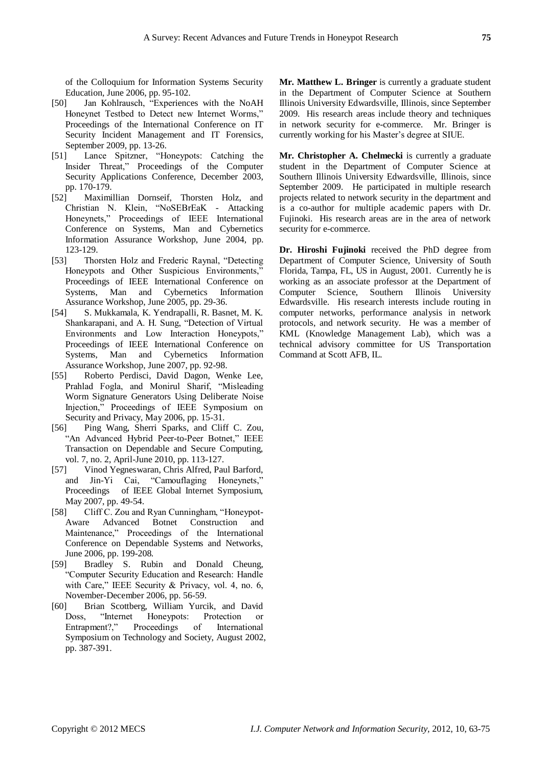of the Colloquium for Information Systems Security Education, June 2006, pp. 95-102.

[50] Jan Kohlrausch, "Experiences with the NoAH Honeynet Testbed to Detect new Internet Worms," Proceedings of the International Conference on IT Security Incident Management and IT Forensics, September 2009, pp. 13-26.

[51] Lance Spitzner, "Honeypots: Catching the Insider Threat," Proceedings of the Computer Security Applications Conference, December 2003, pp. 170-179.

[52] Maximillian Dornseif, Thorsten Holz, and Christian N. Klein, "NoSEBrEaK - Attacking Honeynets," Proceedings of IEEE International Conference on Systems, Man and Cybernetics Information Assurance Workshop, June 2004, pp. 123-129.

[53] Thorsten Holz and Frederic Raynal, "Detecting Honeypots and Other Suspicious Environments," Proceedings of IEEE International Conference on Systems, Man and Cybernetics Information Assurance Workshop, June 2005, pp. 29-36.

[54] S. Mukkamala, K. Yendrapalli, R. Basnet, M. K. Shankarapani, and A. H. Sung, "Detection of Virtual Environments and Low Interaction Honeypots," Proceedings of IEEE International Conference on Systems, Man and Cybernetics Information Assurance Workshop, June 2007, pp. 92-98.

[55] Roberto Perdisci, David Dagon, Wenke Lee, Prahlad Fogla, and Monirul Sharif, "Misleading Worm Signature Generators Using Deliberate Noise Injection," Proceedings of IEEE Symposium on Security and Privacy, May 2006, pp. 15-31.

[56] Ping Wang, Sherri Sparks, and Cliff C. Zou, "An Advanced Hybrid Peer-to-Peer Botnet," IEEE Transaction on Dependable and Secure Computing, vol. 7, no. 2, April-June 2010, pp. 113-127.

[57] Vinod Yegneswaran, Chris Alfred, Paul Barford, and Jin-Yi Cai, "Camouflaging Honeynets," Proceedings of IEEE Global Internet Symposium, May 2007, pp. 49-54.

[58] Cliff C. Zou and Ryan Cunningham, "Honeypot-Aware Advanced Botnet Construction and Maintenance," Proceedings of the International Conference on Dependable Systems and Networks, June 2006, pp. 199-208.

[59] Bradley S. Rubin and Donald Cheung, "Computer Security Education and Research: Handle with Care," IEEE Security & Privacy, vol. 4, no. 6, November-December 2006, pp. 56-59.

[60] Brian Scottberg, William Yurcik, and David Doss, "Internet Honeypots: Protection or Entrapment?," Proceedings of International Symposium on Technology and Society, August 2002, pp. 387-391.

**Mr. Matthew L. Bringer** is currently a graduate student in the Department of Computer Science at Southern Illinois University Edwardsville, Illinois, since September 2009. His research areas include theory and techniques in network security for e-commerce. Mr. Bringer is currently working for his Master's degree at SIUE.

**Mr. Christopher A. Chelmecki** is currently a graduate student in the Department of Computer Science at Southern Illinois University Edwardsville, Illinois, since September 2009. He participated in multiple research projects related to network security in the department and is a co-author for multiple academic papers with Dr. Fujinoki. His research areas are in the area of network security for e-commerce.

**Dr. Hiroshi Fujinoki** received the PhD degree from Department of Computer Science, University of South Florida, Tampa, FL, US in August, 2001. Currently he is working as an associate professor at the Department of Computer Science, Southern Illinois University Edwardsville. His research interests include routing in computer networks, performance analysis in network protocols, and network security. He was a member of KML (Knowledge Management Lab), which was a technical advisory committee for US Transportation Command at Scott AFB, IL.